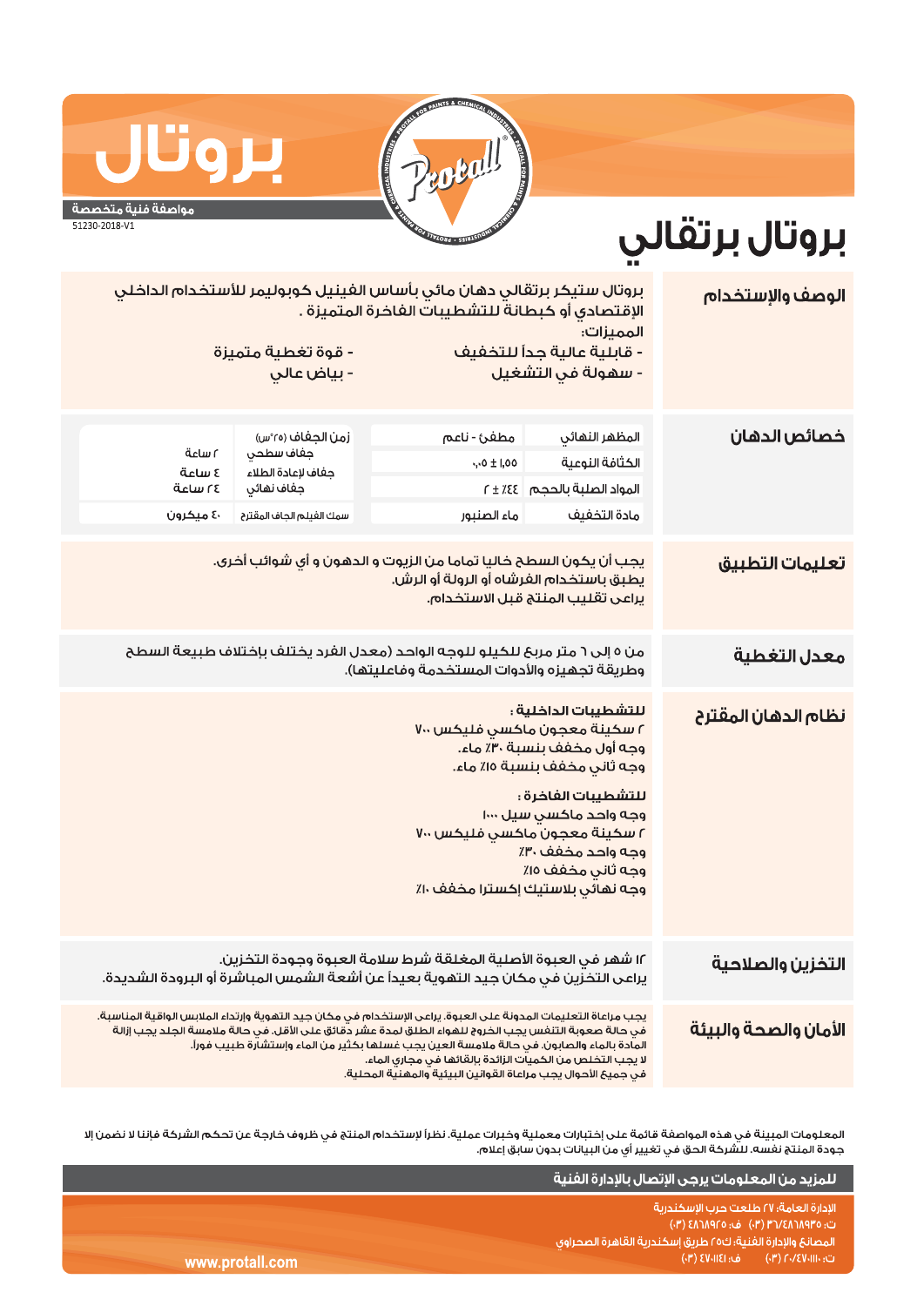# بروتال

**مواصفة فنية متخصصة**

51230-2018-V1

# بروتال برتقالي

## الوصف والإستخدام

بروتال ستيكر برتقالي دهان مائي بأساس الفينيل كوبوليمر للأستخدام الداخلي الإقتصادي أو كبطانة للتشطيبات الفاخرة المتميزة .

المميزات:

- قابلية عالية جداً للتخفيف
- سهولة في التشغيل
- قوة تغطية متميزة
- بياض عالي

## خصائص الدهان

| | | | |
|---|---|---|---|
| المظهر النهائي | مطفئ - ناعم | زمن الجفاف (٢٥°س) | |
| الكثافة النوعية | ١,٥٥ ± ٠,٠٥ | جفاف سطحي | ٢ ساعة |
| المواد الصلبة بالحجم | ٤٤٪ ± ٢ | جفاف لإعادة الطلاء | ٤ ساعة |
| | | جفاف نهائي | ٢٤ ساعة |
| مادة التخفيف | ماء الصنبور | سمك الفيلم الجاف المقترح | ٤٠ ميكرون |

## تعليمات التطبيق

يجب أن يكون السطح خاليا تماما من الزيوت و الدهون و أي شوائب أخرى.
يطبق باستخدام الفرشاه أو الرولة أو الرش.
يراعى تقليب المنتج قبل الاستخدام.

## معدل التغطية

من ٥ إلى ٦ متر مربع للكيلو للوجه الواحد (معدل الفرد يختلف بإختلاف طبيعة السطح وطريقة تجهيزه والأدوات المستخدمة وفاعليتها).

## نظام الدهان المقترح

**للتشطيبات الداخلية :**

٢ سكينة معجون ماكسي فليكس ٧٠٠
وجه أول مخفف بنسبة ٣٠٪ ماء.
وجه ثاني مخفف بنسبة ١٥٪ ماء.

**للتشطيبات الفاخرة :**

وجه واحد ماكسي سيل ١٠٠٠
٢ سكينة معجون ماكسي فليكس ٧٠٠
وجه واحد مخفف ٣٠٪
وجه ثاني مخفف ١٥٪
وجه نهائي بلاستيك إكسترا مخفف ١٠٪

## التخزين والصلاحية

١٢ شهر في العبوة الأصلية المغلقة شرط سلامة العبوة وجودة التخزين.
يراعى التخزين في مكان جيد التهوية بعيداً عن أشعة الشمس المباشرة أو البرودة الشديدة.

## الأمان والصحة والبيئة

يجب مراعاة التعليمات المدونة على العبوة. يراعى الإستخدام في مكان جيد التهوية وإرتداء الملابس الواقية المناسبة.
في حالة صعوبة التنفس يجب الخروج للهواء الطلق لمدة عشر دقائق على الأقل. في حالة ملامسة الجلد يجب إزالة المادة بالماء والصابون. في حالة ملامسة العين يجب غسلها بكثير من الماء وإستشارة طبيب فوراً.
لا يجب التخلص من الكميات الزائدة بإلقائها في مجاري الماء.
في جميع الأحوال يجب مراعاة القوانين البيئية والمهنية المحلية.

المعلومات المبينة في هذه المواصفة قائمة على إختبارات معملية وخبرات عملية. نظراً لإستخدام المنتج في ظروف خارجة عن تحكم الشركة فإننا لا نضمن إلا جودة المنتج نفسه. للشركة الحق في تغيير أي من البيانات بدون سابق إعلام.

**للمزيد من المعلومات يرجى الإتصال بالإدارة الفنية**

الإدارة العامة: ٢٧ طلعت حرب الإسكندرية
ت: ٤٨٦٨٩٣٥/٣٦ (٠٣) ف: ٤٨٦٨٩٢٥ (٠٣)
المصانع والإدارة الفنية: ك٢٥ طريق إسكندرية القاهرة الصحراوي
ت: ٤٧٠١١١٠/٢٠ (٠٣) ف: ٤٧٠١١٤١ (٠٣)

www.protall.com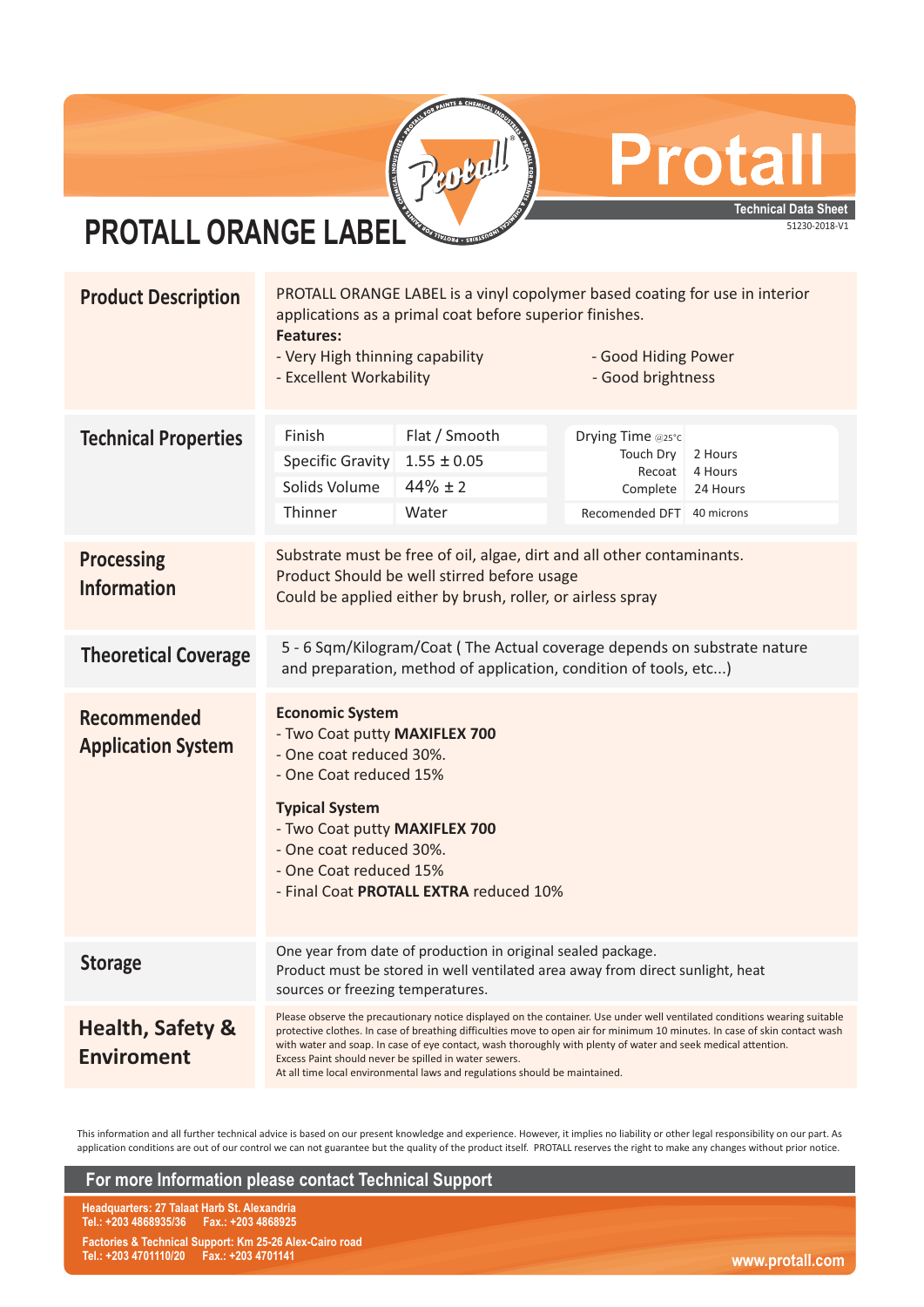# PROTALL ORANGE LABEL

**Protall**

Technical Data Sheet

51230-2018-V1

## Product Description

PROTALL ORANGE LABEL is a vinyl copolymer based coating for use in interior applications as a primal coat before superior finishes.

**Features:**

- Very High thinning capability
- Excellent Workability
- Good Hiding Power
- Good brightness

## Technical Properties

| | | | |
|---|---|---|---|
| Finish | Flat / Smooth | Drying Time @25°C | |
| Specific Gravity | 1.55 ± 0.05 | Touch Dry | 2 Hours |
| | | Recoat | 4 Hours |
| Solids Volume | 44% ± 2 | Complete | 24 Hours |
| Thinner | Water | Recomended DFT | 40 microns |

## Processing Information

Substrate must be free of oil, algae, dirt and all other contaminants.
Product Should be well stirred before usage
Could be applied either by brush, roller, or airless spray

## Theoretical Coverage

5 - 6 Sqm/Kilogram/Coat ( The Actual coverage depends on substrate nature and preparation, method of application, condition of tools, etc...)

## Recommended Application System

**Economic System**

- Two Coat putty **MAXIFLEX 700**
- One coat reduced 30%.
- One Coat reduced 15%

**Typical System**

- Two Coat putty **MAXIFLEX 700**
- One coat reduced 30%.
- One Coat reduced 15%
- Final Coat **PROTALL EXTRA** reduced 10%

## Storage

One year from date of production in original sealed package.
Product must be stored in well ventilated area away from direct sunlight, heat sources or freezing temperatures.

## Health, Safety & Enviroment

Please observe the precautionary notice displayed on the container. Use under well ventilated conditions wearing suitable protective clothes. In case of breathing difficulties move to open air for minimum 10 minutes. In case of skin contact wash with water and soap. In case of eye contact, wash thoroughly with plenty of water and seek medical attention.
Excess Paint should never be spilled in water sewers.
At all time local environmental laws and regulations should be maintained.

This information and all further technical advice is based on our present knowledge and experience. However, it implies no liability or other legal responsibility on our part. As application conditions are out of our control we can not guarantee but the quality of the product itself. PROTALL reserves the right to make any changes without prior notice.

## For more Information please contact Technical Support

**Headquarters: 27 Talaat Harb St. Alexandria**
**Tel.: +203 4868935/36 Fax.: +203 4868925**

**Factories & Technical Support: Km 25-26 Alex-Cairo road**
**Tel.: +203 4701110/20 Fax.: +203 4701141**

**www.protall.com**